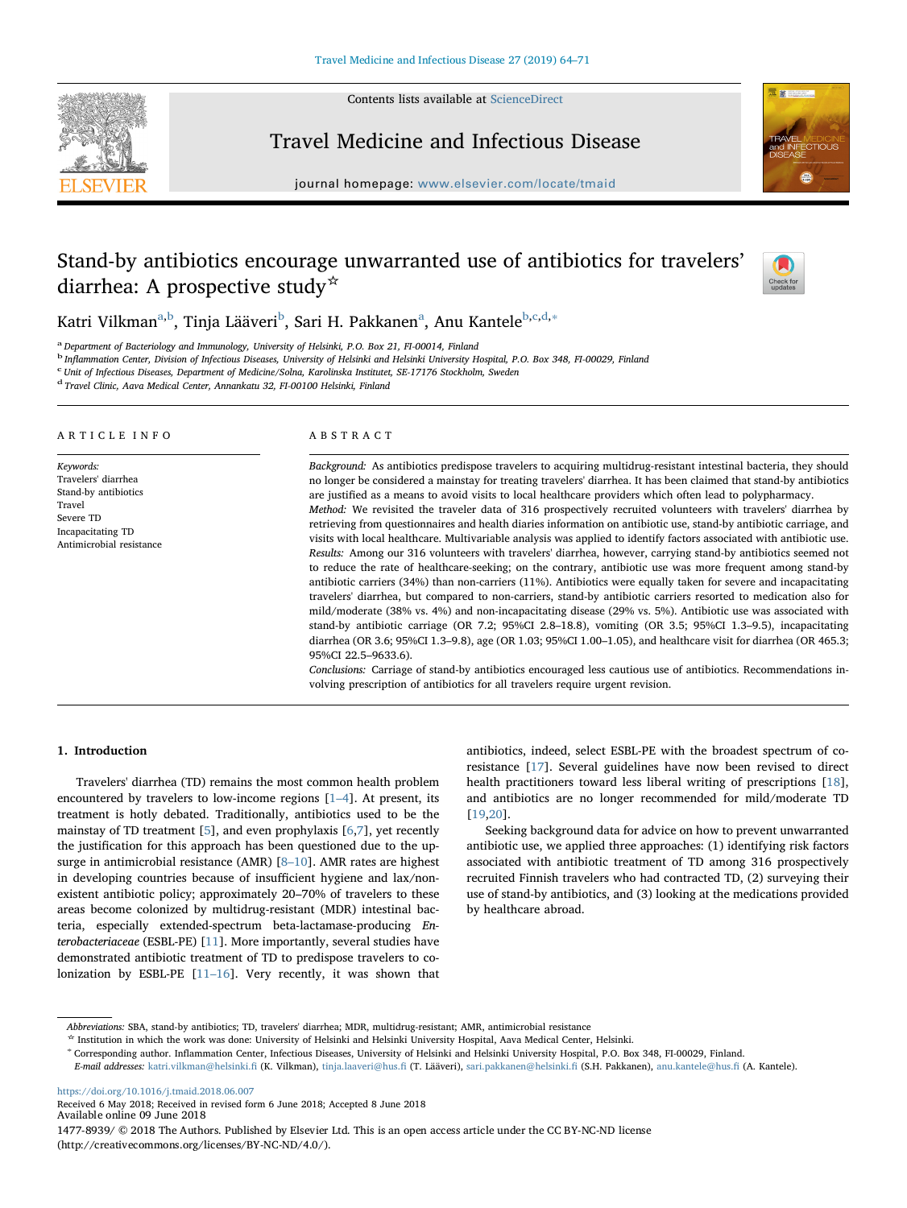# Stand-by antibiotics encourage unwarranted use of antibiotics for travelers' diarrhea: A prospective study☆

Katri Vilkman[a,b], Tinja Lääveri[b], Sari H. Pakkanen[a], Anu Kantele[b,c,d,*]

[a] Department of Bacteriology and Immunology, University of Helsinki, P.O. Box 21, FI-00014, Finland
[b] Inflammation Center, Division of Infectious Diseases, University of Helsinki and Helsinki University Hospital, P.O. Box 348, FI-00029, Finland
[c] Unit of Infectious Diseases, Department of Medicine/Solna, Karolinska Institutet, SE-17176 Stockholm, Sweden
[d] Travel Clinic, Aava Medical Center, Annankatu 32, FI-00100 Helsinki, Finland

## ARTICLE INFO

*Keywords:*
Travelers' diarrhea
Stand-by antibiotics
Travel
Severe TD
Incapacitating TD
Antimicrobial resistance

## ABSTRACT

*Background:* As antibiotics predispose travelers to acquiring multidrug-resistant intestinal bacteria, they should no longer be considered a mainstay for treating travelers' diarrhea. It has been claimed that stand-by antibiotics are justified as a means to avoid visits to local healthcare providers which often lead to polypharmacy.

*Method:* We revisited the traveler data of 316 prospectively recruited volunteers with travelers' diarrhea by retrieving from questionnaires and health diaries information on antibiotic use, stand-by antibiotic carriage, and visits with local healthcare. Multivariable analysis was applied to identify factors associated with antibiotic use.

*Results:* Among our 316 volunteers with travelers' diarrhea, however, carrying stand-by antibiotics seemed not to reduce the rate of healthcare-seeking; on the contrary, antibiotic use was more frequent among stand-by antibiotic carriers (34%) than non-carriers (11%). Antibiotics were equally taken for severe and incapacitating travelers' diarrhea, but compared to non-carriers, stand-by antibiotic carriers resorted to medication also for mild/moderate (38% vs. 4%) and non-incapacitating disease (29% vs. 5%). Antibiotic use was associated with stand-by antibiotic carriage (OR 7.2; 95%CI 2.8–18.8), vomiting (OR 3.5; 95%CI 1.3–9.5), incapacitating diarrhea (OR 3.6; 95%CI 1.3–9.8), age (OR 1.03; 95%CI 1.00–1.05), and healthcare visit for diarrhea (OR 465.3; 95%CI 22.5–9633.6).

*Conclusions:* Carriage of stand-by antibiotics encouraged less cautious use of antibiotics. Recommendations involving prescription of antibiotics for all travelers require urgent revision.

## 1. Introduction

Travelers' diarrhea (TD) remains the most common health problem encountered by travelers to low-income regions [1–4]. At present, its treatment is hotly debated. Traditionally, antibiotics used to be the mainstay of TD treatment [5], and even prophylaxis [6,7], yet recently the justification for this approach has been questioned due to the upsurge in antimicrobial resistance (AMR) [8–10]. AMR rates are highest in developing countries because of insufficient hygiene and lax/non-existent antibiotic policy; approximately 20–70% of travelers to these areas become colonized by multidrug-resistant (MDR) intestinal bacteria, especially extended-spectrum beta-lactamase-producing *Enterobacteriaceae* (ESBL-PE) [11]. More importantly, several studies have demonstrated antibiotic treatment of TD to predispose travelers to colonization by ESBL-PE [11–16]. Very recently, it was shown that antibiotics, indeed, select ESBL-PE with the broadest spectrum of co-resistance [17]. Several guidelines have now been revised to direct health practitioners toward less liberal writing of prescriptions [18], and antibiotics are no longer recommended for mild/moderate TD [19,20].

Seeking background data for advice on how to prevent unwarranted antibiotic use, we applied three approaches: (1) identifying risk factors associated with antibiotic treatment of TD among 316 prospectively recruited Finnish travelers who had contracted TD, (2) surveying their use of stand-by antibiotics, and (3) looking at the medications provided by healthcare abroad.

---

*Abbreviations:* SBA, stand-by antibiotics; TD, travelers' diarrhea; MDR, multidrug-resistant; AMR, antimicrobial resistance

☆ Institution in which the work was done: University of Helsinki and Helsinki University Hospital, Aava Medical Center, Helsinki.

\* Corresponding author. Inflammation Center, Infectious Diseases, University of Helsinki and Helsinki University Hospital, P.O. Box 348, FI-00029, Finland.

*E-mail addresses:* katri.vilkman@helsinki.fi (K. Vilkman), tinja.laaveri@hus.fi (T. Lääveri), sari.pakkanen@helsinki.fi (S.H. Pakkanen), anu.kantele@hus.fi (A. Kantele).

https://doi.org/10.1016/j.tmaid.2018.06.007
Received 6 May 2018; Received in revised form 6 June 2018; Accepted 8 June 2018
Available online 09 June 2018
1477-8939/ © 2018 The Authors. Published by Elsevier Ltd. This is an open access article under the CC BY-NC-ND license (http://creativecommons.org/licenses/BY-NC-ND/4.0/).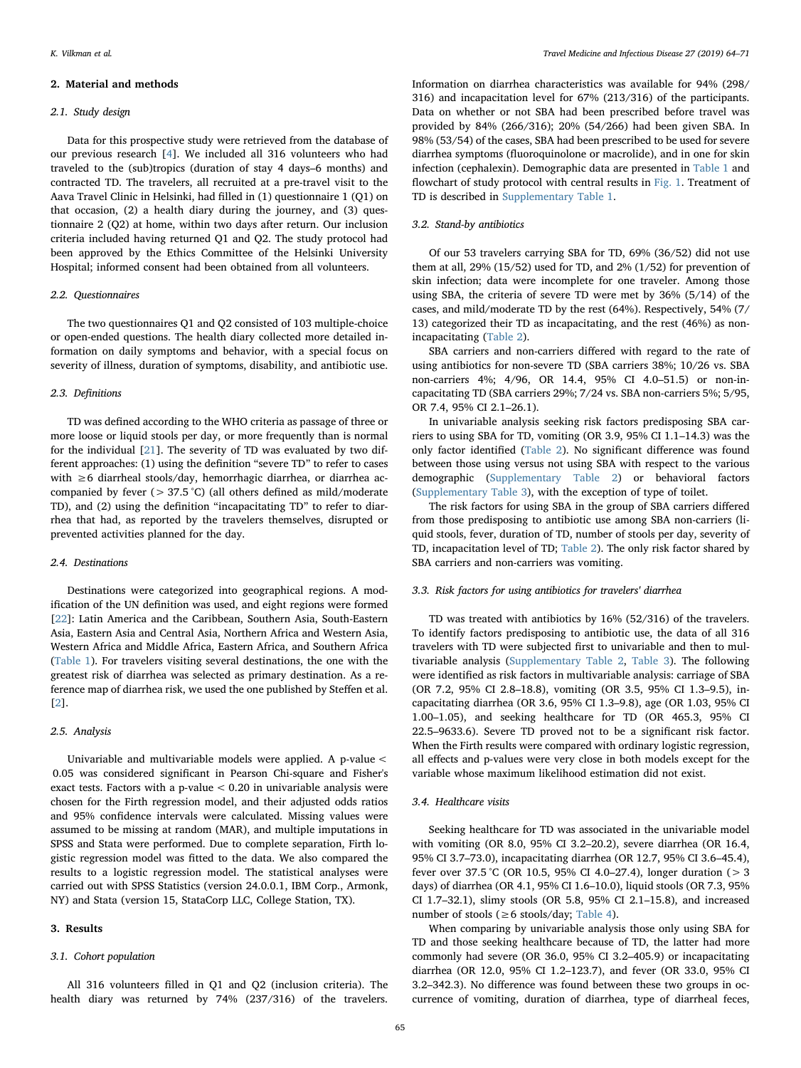## 2. Material and methods

### 2.1. Study design

Data for this prospective study were retrieved from the database of our previous research [4]. We included all 316 volunteers who had traveled to the (sub)tropics (duration of stay 4 days–6 months) and contracted TD. The travelers, all recruited at a pre-travel visit to the Aava Travel Clinic in Helsinki, had filled in (1) questionnaire 1 (Q1) on that occasion, (2) a health diary during the journey, and (3) questionnaire 2 (Q2) at home, within two days after return. Our inclusion criteria included having returned Q1 and Q2. The study protocol had been approved by the Ethics Committee of the Helsinki University Hospital; informed consent had been obtained from all volunteers.

### 2.2. Questionnaires

The two questionnaires Q1 and Q2 consisted of 103 multiple-choice or open-ended questions. The health diary collected more detailed information on daily symptoms and behavior, with a special focus on severity of illness, duration of symptoms, disability, and antibiotic use.

### 2.3. Definitions

TD was defined according to the WHO criteria as passage of three or more loose or liquid stools per day, or more frequently than is normal for the individual [21]. The severity of TD was evaluated by two different approaches: (1) using the definition "severe TD" to refer to cases with ≥6 diarrheal stools/day, hemorrhagic diarrhea, or diarrhea accompanied by fever (> 37.5 °C) (all others defined as mild/moderate TD), and (2) using the definition "incapacitating TD" to refer to diarrhea that had, as reported by the travelers themselves, disrupted or prevented activities planned for the day.

### 2.4. Destinations

Destinations were categorized into geographical regions. A modification of the UN definition was used, and eight regions were formed [22]: Latin America and the Caribbean, Southern Asia, South-Eastern Asia, Eastern Asia and Central Asia, Northern Africa and Western Asia, Western Africa and Middle Africa, Eastern Africa, and Southern Africa (Table 1). For travelers visiting several destinations, the one with the greatest risk of diarrhea was selected as primary destination. As a reference map of diarrhea risk, we used the one published by Steffen et al. [2].

### 2.5. Analysis

Univariable and multivariable models were applied. A p-value < 0.05 was considered significant in Pearson Chi-square and Fisher's exact tests. Factors with a p-value < 0.20 in univariable analysis were chosen for the Firth regression model, and their adjusted odds ratios and 95% confidence intervals were calculated. Missing values were assumed to be missing at random (MAR), and multiple imputations in SPSS and Stata were performed. Due to complete separation, Firth logistic regression model was fitted to the data. We also compared the results to a logistic regression model. The statistical analyses were carried out with SPSS Statistics (version 24.0.0.1, IBM Corp., Armonk, NY) and Stata (version 15, StataCorp LLC, College Station, TX).

## 3. Results

### 3.1. Cohort population

All 316 volunteers filled in Q1 and Q2 (inclusion criteria). The health diary was returned by 74% (237/316) of the travelers. Information on diarrhea characteristics was available for 94% (298/316) and incapacitation level for 67% (213/316) of the participants. Data on whether or not SBA had been prescribed before travel was provided by 84% (266/316); 20% (54/266) had been given SBA. In 98% (53/54) of the cases, SBA had been prescribed to be used for severe diarrhea symptoms (fluoroquinolone or macrolide), and in one for skin infection (cephalexin). Demographic data are presented in Table 1 and flowchart of study protocol with central results in Fig. 1. Treatment of TD is described in Supplementary Table 1.

### 3.2. Stand-by antibiotics

Of our 53 travelers carrying SBA for TD, 69% (36/52) did not use them at all, 29% (15/52) used for TD, and 2% (1/52) for prevention of skin infection; data were incomplete for one traveler. Among those using SBA, the criteria of severe TD were met by 36% (5/14) of the cases, and mild/moderate TD by the rest (64%). Respectively, 54% (7/13) categorized their TD as incapacitating, and the rest (46%) as non-incapacitating (Table 2).

SBA carriers and non-carriers differed with regard to the rate of using antibiotics for non-severe TD (SBA carriers 38%; 10/26 vs. SBA non-carriers 4%; 4/96, OR 14.4, 95% CI 4.0–51.5) or non-incapacitating TD (SBA carriers 29%; 7/24 vs. SBA non-carriers 5%; 5/95, OR 7.4, 95% CI 2.1–26.1).

In univariable analysis seeking risk factors predisposing SBA carriers to using SBA for TD, vomiting (OR 3.9, 95% CI 1.1–14.3) was the only factor identified (Table 2). No significant difference was found between those using versus not using SBA with respect to the various demographic (Supplementary Table 2) or behavioral factors (Supplementary Table 3), with the exception of type of toilet.

The risk factors for using SBA in the group of SBA carriers differed from those predisposing to antibiotic use among SBA non-carriers (liquid stools, fever, duration of TD, number of stools per day, severity of TD, incapacitation level of TD; Table 2). The only risk factor shared by SBA carriers and non-carriers was vomiting.

### 3.3. Risk factors for using antibiotics for travelers' diarrhea

TD was treated with antibiotics by 16% (52/316) of the travelers. To identify factors predisposing to antibiotic use, the data of all 316 travelers with TD were subjected first to univariable and then to multivariable analysis (Supplementary Table 2, Table 3). The following were identified as risk factors in multivariable analysis: carriage of SBA (OR 7.2, 95% CI 2.8–18.8), vomiting (OR 3.5, 95% CI 1.3–9.5), incapacitating diarrhea (OR 3.6, 95% CI 1.3–9.8), age (OR 1.03, 95% CI 1.00–1.05), and seeking healthcare for TD (OR 465.3, 95% CI 22.5–9633.6). Severe TD proved not to be a significant risk factor. When the Firth results were compared with ordinary logistic regression, all effects and p-values were very close in both models except for the variable whose maximum likelihood estimation did not exist.

### 3.4. Healthcare visits

Seeking healthcare for TD was associated in the univariable model with vomiting (OR 8.0, 95% CI 3.2–20.2), severe diarrhea (OR 16.4, 95% CI 3.7–73.0), incapacitating diarrhea (OR 12.7, 95% CI 3.6–45.4), fever over 37.5 °C (OR 10.5, 95% CI 4.0–27.4), longer duration (> 3 days) of diarrhea (OR 4.1, 95% CI 1.6–10.0), liquid stools (OR 7.3, 95% CI 1.7–32.1), slimy stools (OR 5.8, 95% CI 2.1–15.8), and increased number of stools (≥6 stools/day; Table 4).

When comparing by univariable analysis those only using SBA for TD and those seeking healthcare because of TD, the latter had more commonly had severe (OR 36.0, 95% CI 3.2–405.9) or incapacitating diarrhea (OR 12.0, 95% CI 1.2–123.7), and fever (OR 33.0, 95% CI 3.2–342.3). No difference was found between these two groups in occurrence of vomiting, duration of diarrhea, type of diarrheal feces,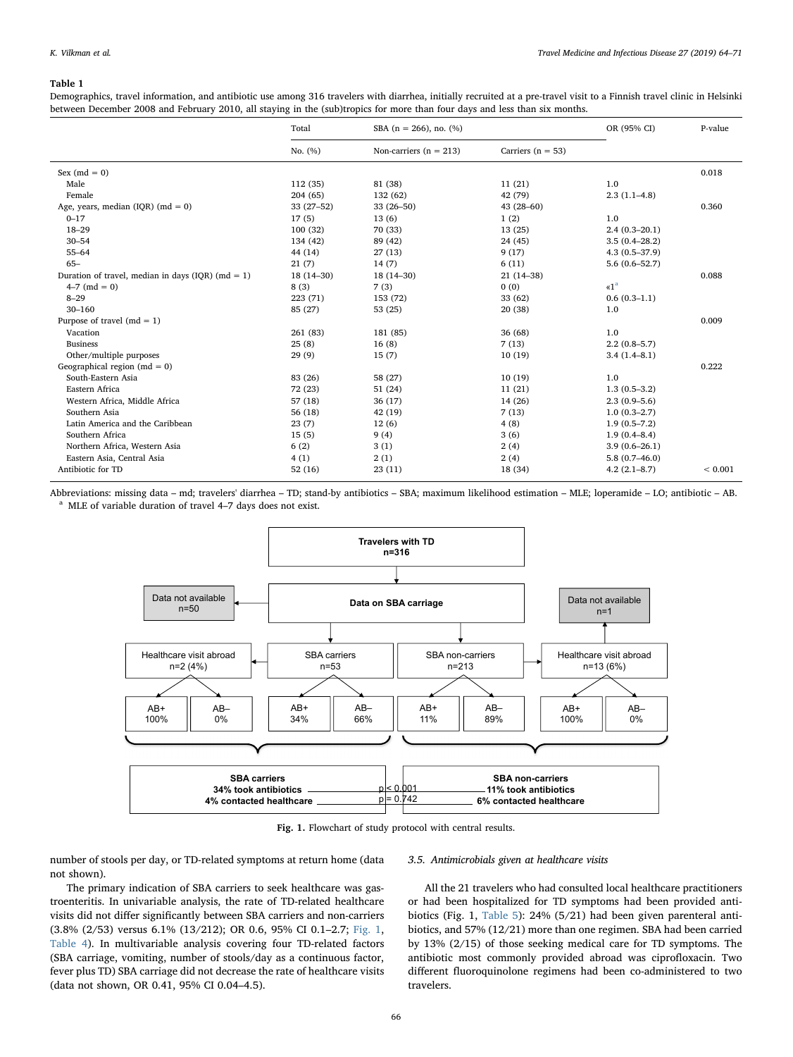**Table 1**

Demographics, travel information, and antibiotic use among 316 travelers with diarrhea, initially recruited at a pre-travel visit to a Finnish travel clinic in Helsinki between December 2008 and February 2010, all staying in the (sub)tropics for more than four days and less than six months.

| | Total | SBA (n = 266), no. (%) | | OR (95% CI) | P-value |
|---|---|---|---|---|---|
| | No. (%) | Non-carriers (n = 213) | Carriers (n = 53) | | |
| Sex (md = 0) | | | | | 0.018 |
| Male | 112 (35) | 81 (38) | 11 (21) | 1.0 | |
| Female | 204 (65) | 132 (62) | 42 (79) | 2.3 (1.1–4.8) | |
| Age, years, median (IQR) (md = 0) | 33 (27–52) | 33 (26–50) | 43 (28–60) | | 0.360 |
| 0–17 | 17 (5) | 13 (6) | 1 (2) | 1.0 | |
| 18–29 | 100 (32) | 70 (33) | 13 (25) | 2.4 (0.3–20.1) | |
| 30–54 | 134 (42) | 89 (42) | 24 (45) | 3.5 (0.4–28.2) | |
| 55–64 | 44 (14) | 27 (13) | 9 (17) | 4.3 (0.5–37.9) | |
| 65– | 21 (7) | 14 (7) | 6 (11) | 5.6 (0.6–52.7) | |
| Duration of travel, median in days (IQR) (md = 1) | 18 (14–30) | 18 (14–30) | 21 (14–38) | | 0.088 |
| 4–7 (md = 0) | 8 (3) | 7 (3) | 0 (0) | «1[a] | |
| 8–29 | 223 (71) | 153 (72) | 33 (62) | 0.6 (0.3–1.1) | |
| 30–160 | 85 (27) | 53 (25) | 20 (38) | 1.0 | |
| Purpose of travel (md = 1) | | | | | 0.009 |
| Vacation | 261 (83) | 181 (85) | 36 (68) | 1.0 | |
| Business | 25 (8) | 16 (8) | 7 (13) | 2.2 (0.8–5.7) | |
| Other/multiple purposes | 29 (9) | 15 (7) | 10 (19) | 3.4 (1.4–8.1) | |
| Geographical region (md = 0) | | | | | 0.222 |
| South-Eastern Asia | 83 (26) | 58 (27) | 10 (19) | 1.0 | |
| Eastern Africa | 72 (23) | 51 (24) | 11 (21) | 1.3 (0.5–3.2) | |
| Western Africa, Middle Africa | 57 (18) | 36 (17) | 14 (26) | 2.3 (0.9–5.6) | |
| Southern Asia | 56 (18) | 42 (19) | 7 (13) | 1.0 (0.3–2.7) | |
| Latin America and the Caribbean | 23 (7) | 12 (6) | 4 (8) | 1.9 (0.5–7.2) | |
| Southern Africa | 15 (5) | 9 (4) | 3 (6) | 1.9 (0.4–8.4) | |
| Northern Africa, Western Asia | 6 (2) | 3 (1) | 2 (4) | 3.9 (0.6–26.1) | |
| Eastern Asia, Central Asia | 4 (1) | 2 (1) | 2 (4) | 5.8 (0.7–46.0) | |
| Antibiotic for TD | 52 (16) | 23 (11) | 18 (34) | 4.2 (2.1–8.7) | < 0.001 |

Abbreviations: missing data – md; travelers' diarrhea – TD; stand-by antibiotics – SBA; maximum likelihood estimation – MLE; loperamide – LO; antibiotic – AB.
[a] MLE of variable duration of travel 4–7 days does not exist.

**Fig. 1.** Flowchart of study protocol with central results.

number of stools per day, or TD-related symptoms at return home (data not shown).

The primary indication of SBA carriers to seek healthcare was gastroenteritis. In univariable analysis, the rate of TD-related healthcare visits did not differ significantly between SBA carriers and non-carriers (3.8% (2/53) versus 6.1% (13/212); OR 0.6, 95% CI 0.1–2.7; Fig. 1, Table 4). In multivariable analysis covering four TD-related factors (SBA carriage, vomiting, number of stools/day as a continuous factor, fever plus TD) SBA carriage did not decrease the rate of healthcare visits (data not shown, OR 0.41, 95% CI 0.04–4.5).

### 3.5. Antimicrobials given at healthcare visits

All the 21 travelers who had consulted local healthcare practitioners or had been hospitalized for TD symptoms had been provided antibiotics (Fig. 1, Table 5): 24% (5/21) had been given parenteral antibiotics, and 57% (12/21) more than one regimen. SBA had been carried by 13% (2/15) of those seeking medical care for TD symptoms. The antibiotic most commonly provided abroad was ciprofloxacin. Two different fluoroquinolone regimens had been co-administered to two travelers.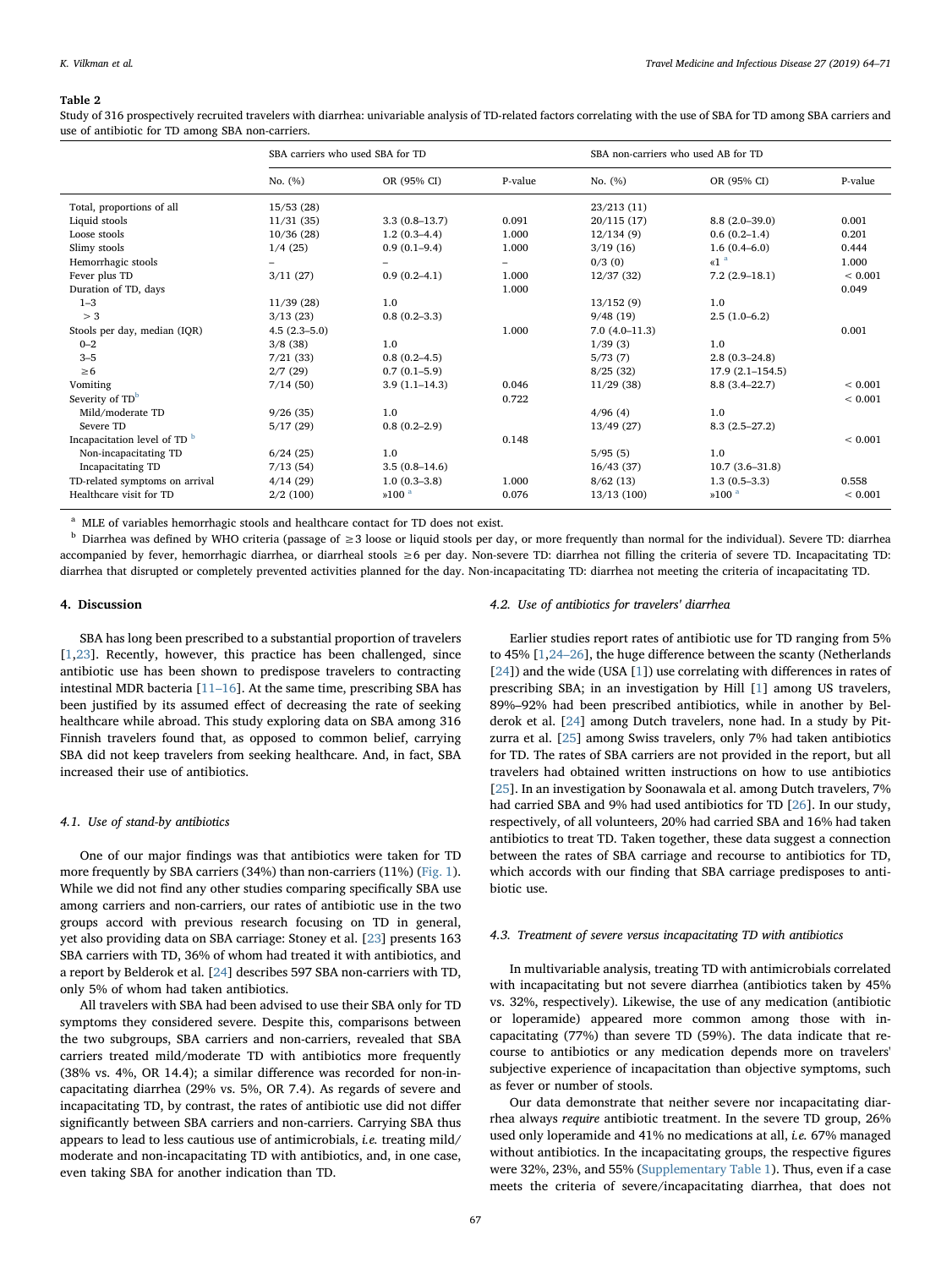**Table 2**

Study of 316 prospectively recruited travelers with diarrhea: univariable analysis of TD-related factors correlating with the use of SBA for TD among SBA carriers and use of antibiotic for TD among SBA non-carriers.

| | SBA carriers who used SBA for TD | | | SBA non-carriers who used AB for TD | | |
|---|---|---|---|---|---|---|
| | No. (%) | OR (95% CI) | P-value | No. (%) | OR (95% CI) | P-value |
| Total, proportions of all | 15/53 (28) | | | 23/213 (11) | | |
| Liquid stools | 11/31 (35) | 3.3 (0.8–13.7) | 0.091 | 20/115 (17) | 8.8 (2.0–39.0) | 0.001 |
| Loose stools | 10/36 (28) | 1.2 (0.3–4.4) | 1.000 | 12/134 (9) | 0.6 (0.2–1.4) | 0.201 |
| Slimy stools | 1/4 (25) | 0.9 (0.1–9.4) | 1.000 | 3/19 (16) | 1.6 (0.4–6.0) | 0.444 |
| Hemorrhagic stools | – | – | – | 0/3 (0) | «1 [a] | 1.000 |
| Fever plus TD | 3/11 (27) | 0.9 (0.2–4.1) | 1.000 | 12/37 (32) | 7.2 (2.9–18.1) | < 0.001 |
| Duration of TD, days | | | 1.000 | | | 0.049 |
| 1–3 | 11/39 (28) | 1.0 | | 13/152 (9) | 1.0 | |
| > 3 | 3/13 (23) | 0.8 (0.2–3.3) | | 9/48 (19) | 2.5 (1.0–6.2) | |
| Stools per day, median (IQR) | 4.5 (2.3–5.0) | | 1.000 | 7.0 (4.0–11.3) | | 0.001 |
| 0–2 | 3/8 (38) | 1.0 | | 1/39 (3) | 1.0 | |
| 3–5 | 7/21 (33) | 0.8 (0.2–4.5) | | 5/73 (7) | 2.8 (0.3–24.8) | |
| ≥6 | 2/7 (29) | 0.7 (0.1–5.9) | | 8/25 (32) | 17.9 (2.1–154.5) | |
| Vomiting | 7/14 (50) | 3.9 (1.1–14.3) | 0.046 | 11/29 (38) | 8.8 (3.4–22.7) | < 0.001 |
| Severity of TD [b] | | | 0.722 | | | < 0.001 |
| Mild/moderate TD | 9/26 (35) | 1.0 | | 4/96 (4) | 1.0 | |
| Severe TD | 5/17 (29) | 0.8 (0.2–2.9) | | 13/49 (27) | 8.3 (2.5–27.2) | |
| Incapacitation level of TD [b] | | | 0.148 | | | < 0.001 |
| Non-incapacitating TD | 6/24 (25) | 1.0 | | 5/95 (5) | 1.0 | |
| Incapacitating TD | 7/13 (54) | 3.5 (0.8–14.6) | | 16/43 (37) | 10.7 (3.6–31.8) | |
| TD-related symptoms on arrival | 4/14 (29) | 1.0 (0.3–3.8) | 1.000 | 8/62 (13) | 1.3 (0.5–3.3) | 0.558 |
| Healthcare visit for TD | 2/2 (100) | »100 [a] | 0.076 | 13/13 (100) | »100 [a] | < 0.001 |

[a] MLE of variables hemorrhagic stools and healthcare contact for TD does not exist.

[b] Diarrhea was defined by WHO criteria (passage of ≥3 loose or liquid stools per day, or more frequently than normal for the individual). Severe TD: diarrhea accompanied by fever, hemorrhagic diarrhea, or diarrheal stools ≥6 per day. Non-severe TD: diarrhea not filling the criteria of severe TD. Incapacitating TD: diarrhea that disrupted or completely prevented activities planned for the day. Non-incapacitating TD: diarrhea not meeting the criteria of incapacitating TD.

## 4. Discussion

SBA has long been prescribed to a substantial proportion of travelers [1,23]. Recently, however, this practice has been challenged, since antibiotic use has been shown to predispose travelers to contracting intestinal MDR bacteria [11–16]. At the same time, prescribing SBA has been justified by its assumed effect of decreasing the rate of seeking healthcare while abroad. This study exploring data on SBA among 316 Finnish travelers found that, as opposed to common belief, carrying SBA did not keep travelers from seeking healthcare. And, in fact, SBA increased their use of antibiotics.

### 4.1. Use of stand-by antibiotics

One of our major findings was that antibiotics were taken for TD more frequently by SBA carriers (34%) than non-carriers (11%) (Fig. 1). While we did not find any other studies comparing specifically SBA use among carriers and non-carriers, our rates of antibiotic use in the two groups accord with previous research focusing on TD in general, yet also providing data on SBA carriage: Stoney et al. [23] presents 163 SBA carriers with TD, 36% of whom had treated it with antibiotics, and a report by Belderok et al. [24] describes 597 SBA non-carriers with TD, only 5% of whom had taken antibiotics.

All travelers with SBA had been advised to use their SBA only for TD symptoms they considered severe. Despite this, comparisons between the two subgroups, SBA carriers and non-carriers, revealed that SBA carriers treated mild/moderate TD with antibiotics more frequently (38% vs. 4%, OR 14.4); a similar difference was recorded for non-incapacitating diarrhea (29% vs. 5%, OR 7.4). As regards of severe and incapacitating TD, by contrast, the rates of antibiotic use did not differ significantly between SBA carriers and non-carriers. Carrying SBA thus appears to lead to less cautious use of antimicrobials, *i.e.* treating mild/moderate and non-incapacitating TD with antibiotics, and, in one case, even taking SBA for another indication than TD.

### 4.2. Use of antibiotics for travelers' diarrhea

Earlier studies report rates of antibiotic use for TD ranging from 5% to 45% [1,24–26], the huge difference between the scanty (Netherlands [24]) and the wide (USA [1]) use correlating with differences in rates of prescribing SBA; in an investigation by Hill [1] among US travelers, 89%–92% had been prescribed antibiotics, while in another by Belderok et al. [24] among Dutch travelers, none had. In a study by Pitzurra et al. [25] among Swiss travelers, only 7% had taken antibiotics for TD. The rates of SBA carriers are not provided in the report, but all travelers had obtained written instructions on how to use antibiotics [25]. In an investigation by Soonawala et al. among Dutch travelers, 7% had carried SBA and 9% had used antibiotics for TD [26]. In our study, respectively, of all volunteers, 20% had carried SBA and 16% had taken antibiotics to treat TD. Taken together, these data suggest a connection between the rates of SBA carriage and recourse to antibiotics for TD, which accords with our finding that SBA carriage predisposes to antibiotic use.

### 4.3. Treatment of severe versus incapacitating TD with antibiotics

In multivariable analysis, treating TD with antimicrobials correlated with incapacitating but not severe diarrhea (antibiotics taken by 45% vs. 32%, respectively). Likewise, the use of any medication (antibiotic or loperamide) appeared more common among those with incapacitating (77%) than severe TD (59%). The data indicate that recourse to antibiotics or any medication depends more on travelers' subjective experience of incapacitation than objective symptoms, such as fever or number of stools.

Our data demonstrate that neither severe nor incapacitating diarrhea always *require* antibiotic treatment. In the severe TD group, 26% used only loperamide and 41% no medications at all, *i.e.* 67% managed without antibiotics. In the incapacitating groups, the respective figures were 32%, 23%, and 55% (Supplementary Table 1). Thus, even if a case meets the criteria of severe/incapacitating diarrhea, that does not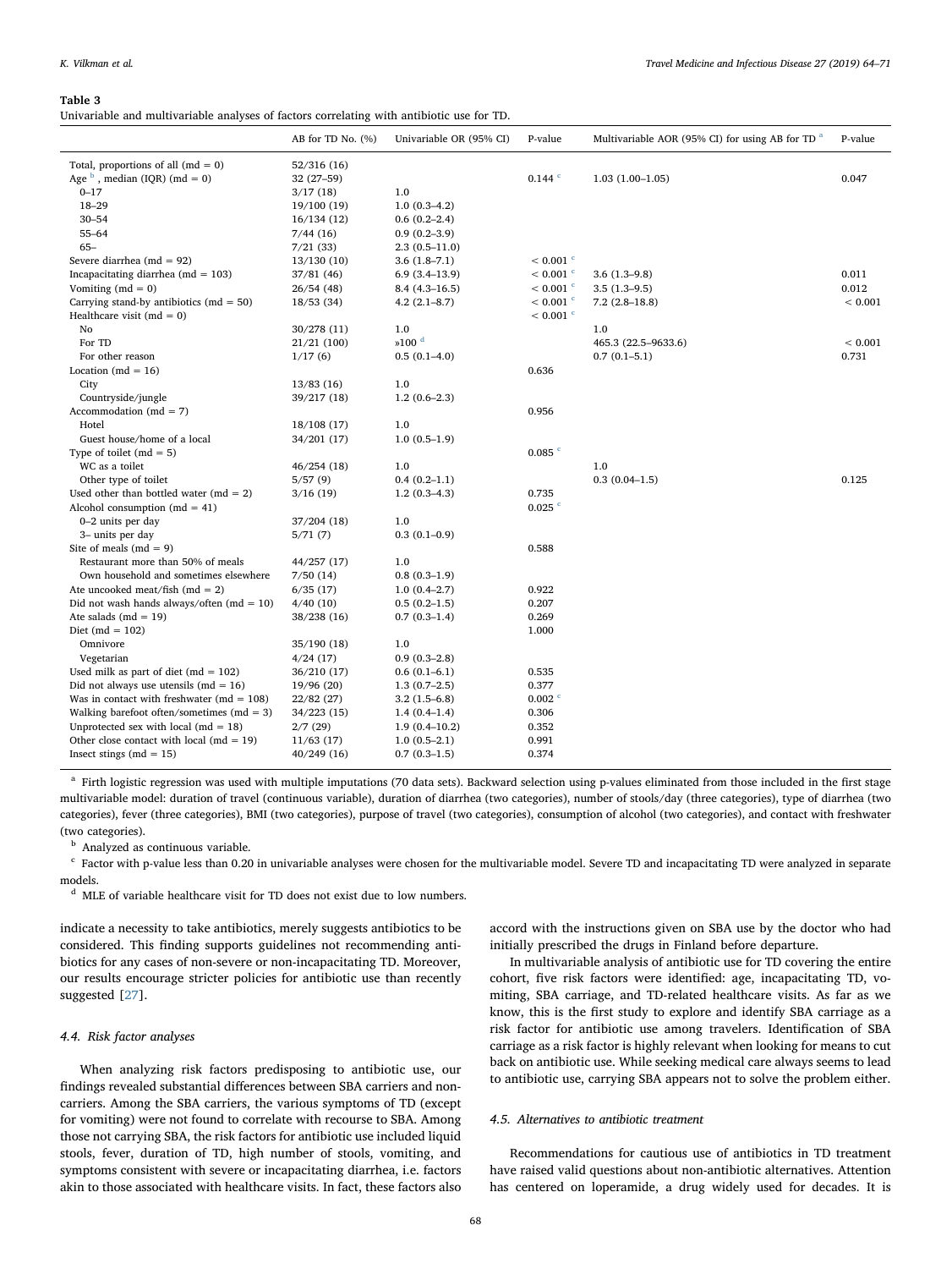**Table 3**
Univariable and multivariable analyses of factors correlating with antibiotic use for TD.

| | AB for TD No. (%) | Univariable OR (95% CI) | P-value | Multivariable AOR (95% CI) for using AB for TD [a] | P-value |
|---|---|---|---|---|---|
| Total, proportions of all (md = 0) | 52/316 (16) | | | | |
| Age [b], median (IQR) (md = 0) | 32 (27–59) | | 0.144 [c] | 1.03 (1.00–1.05) | 0.047 |
| 0–17 | 3/17 (18) | 1.0 | | | |
| 18–29 | 19/100 (19) | 1.0 (0.3–4.2) | | | |
| 30–54 | 16/134 (12) | 0.6 (0.2–2.4) | | | |
| 55–64 | 7/44 (16) | 0.9 (0.2–3.9) | | | |
| 65– | 7/21 (33) | 2.3 (0.5–11.0) | | | |
| Severe diarrhea (md = 92) | 13/130 (10) | 3.6 (1.8–7.1) | < 0.001 [c] | | |
| Incapacitating diarrhea (md = 103) | 37/81 (46) | 6.9 (3.4–13.9) | < 0.001 [c] | 3.6 (1.3–9.8) | 0.011 |
| Vomiting (md = 0) | 26/54 (48) | 8.4 (4.3–16.5) | < 0.001 [c] | 3.5 (1.3–9.5) | 0.012 |
| Carrying stand-by antibiotics (md = 50) | 18/53 (34) | 4.2 (2.1–8.7) | < 0.001 [c] | 7.2 (2.8–18.8) | < 0.001 |
| Healthcare visit (md = 0) | | | < 0.001 [c] | | |
| No | 30/278 (11) | 1.0 | | 1.0 | |
| For TD | 21/21 (100) | »100 [d] | | 465.3 (22.5–9633.6) | < 0.001 |
| For other reason | 1/17 (6) | 0.5 (0.1–4.0) | | 0.7 (0.1–5.1) | 0.731 |
| Location (md = 16) | | | 0.636 | | |
| City | 13/83 (16) | 1.0 | | | |
| Countryside/jungle | 39/217 (18) | 1.2 (0.6–2.3) | | | |
| Accommodation (md = 7) | | | 0.956 | | |
| Hotel | 18/108 (17) | 1.0 | | | |
| Guest house/home of a local | 34/201 (17) | 1.0 (0.5–1.9) | | | |
| Type of toilet (md = 5) | | | 0.085 [c] | | |
| WC as a toilet | 46/254 (18) | 1.0 | | 1.0 | |
| Other type of toilet | 5/57 (9) | 0.4 (0.2–1.1) | | 0.3 (0.04–1.5) | 0.125 |
| Used other than bottled water (md = 2) | 3/16 (19) | 1.2 (0.3–4.3) | 0.735 | | |
| Alcohol consumption (md = 41) | | | 0.025 [c] | | |
| 0–2 units per day | 37/204 (18) | 1.0 | | | |
| 3– units per day | 5/71 (7) | 0.3 (0.1–0.9) | | | |
| Site of meals (md = 9) | | | 0.588 | | |
| Restaurant more than 50% of meals | 44/257 (17) | 1.0 | | | |
| Own household and sometimes elsewhere | 7/50 (14) | 0.8 (0.3–1.9) | | | |
| Ate uncooked meat/fish (md = 2) | 6/35 (17) | 1.0 (0.4–2.7) | 0.922 | | |
| Did not wash hands always/often (md = 10) | 4/40 (10) | 0.5 (0.2–1.5) | 0.207 | | |
| Ate salads (md = 19) | 38/238 (16) | 0.7 (0.3–1.4) | 0.269 | | |
| Diet (md = 102) | | | 1.000 | | |
| Omnivore | 35/190 (18) | 1.0 | | | |
| Vegetarian | 4/24 (17) | 0.9 (0.3–2.8) | | | |
| Used milk as part of diet (md = 102) | 36/210 (17) | 0.6 (0.1–6.1) | 0.535 | | |
| Did not always use utensils (md = 16) | 19/96 (20) | 1.3 (0.7–2.5) | 0.377 | | |
| Was in contact with freshwater (md = 108) | 22/82 (27) | 3.2 (1.5–6.8) | 0.002 [c] | | |
| Walking barefoot often/sometimes (md = 3) | 34/223 (15) | 1.4 (0.4–1.4) | 0.306 | | |
| Unprotected sex with local (md = 18) | 2/7 (29) | 1.9 (0.4–10.2) | 0.352 | | |
| Other close contact with local (md = 19) | 11/63 (17) | 1.0 (0.5–2.1) | 0.991 | | |
| Insect stings (md = 15) | 40/249 (16) | 0.7 (0.3–1.5) | 0.374 | | |

[a] Firth logistic regression was used with multiple imputations (70 data sets). Backward selection using p-values eliminated from those included in the first stage multivariable model: duration of travel (continuous variable), duration of diarrhea (two categories), number of stools/day (three categories), type of diarrhea (two categories), fever (three categories), BMI (two categories), purpose of travel (two categories), consumption of alcohol (two categories), and contact with freshwater (two categories).

[b] Analyzed as continuous variable.

[c] Factor with p-value less than 0.20 in univariable analyses were chosen for the multivariable model. Severe TD and incapacitating TD were analyzed in separate models.

[d] MLE of variable healthcare visit for TD does not exist due to low numbers.

indicate a necessity to take antibiotics, merely suggests antibiotics to be considered. This finding supports guidelines not recommending antibiotics for any cases of non-severe or non-incapacitating TD. Moreover, our results encourage stricter policies for antibiotic use than recently suggested [27].

### 4.4. Risk factor analyses

When analyzing risk factors predisposing to antibiotic use, our findings revealed substantial differences between SBA carriers and non-carriers. Among the SBA carriers, the various symptoms of TD (except for vomiting) were not found to correlate with recourse to SBA. Among those not carrying SBA, the risk factors for antibiotic use included liquid stools, fever, duration of TD, high number of stools, vomiting, and symptoms consistent with severe or incapacitating diarrhea, i.e. factors akin to those associated with healthcare visits. In fact, these factors also accord with the instructions given on SBA use by the doctor who had initially prescribed the drugs in Finland before departure.

In multivariable analysis of antibiotic use for TD covering the entire cohort, five risk factors were identified: age, incapacitating TD, vomiting, SBA carriage, and TD-related healthcare visits. As far as we know, this is the first study to explore and identify SBA carriage as a risk factor for antibiotic use among travelers. Identification of SBA carriage as a risk factor is highly relevant when looking for means to cut back on antibiotic use. While seeking medical care always seems to lead to antibiotic use, carrying SBA appears not to solve the problem either.

### 4.5. Alternatives to antibiotic treatment

Recommendations for cautious use of antibiotics in TD treatment have raised valid questions about non-antibiotic alternatives. Attention has centered on loperamide, a drug widely used for decades. It is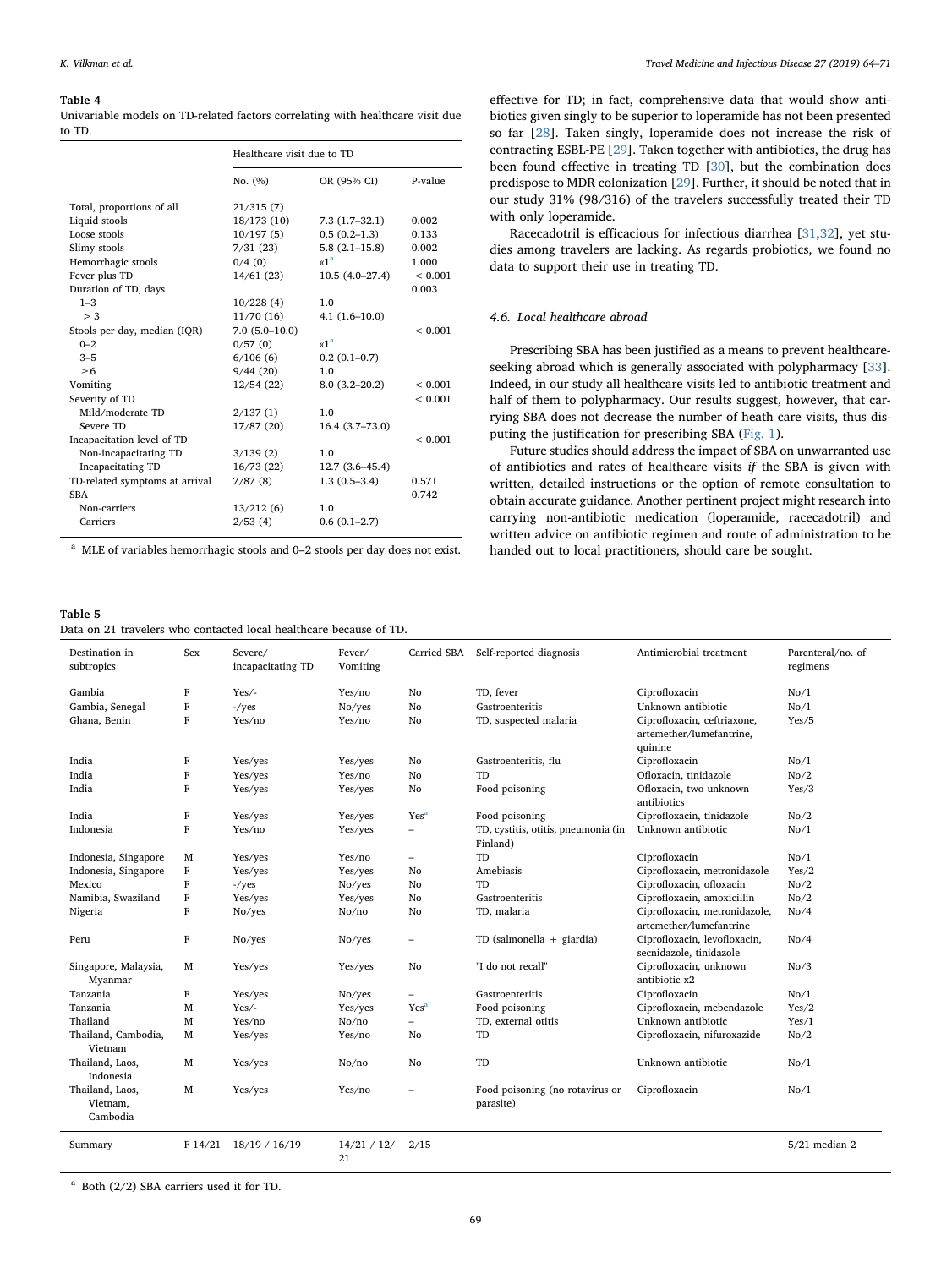**Table 4**
Univariable models on TD-related factors correlating with healthcare visit due to TD.

| | Healthcare visit due to TD | | |
|---|---|---|---|
| | No. (%) | OR (95% CI) | P-value |
| Total, proportions of all | 21/315 (7) | | |
| Liquid stools | 18/173 (10) | 7.3 (1.7–32.1) | 0.002 |
| Loose stools | 10/197 (5) | 0.5 (0.2–1.3) | 0.133 |
| Slimy stools | 7/31 (23) | 5.8 (2.1–15.8) | 0.002 |
| Hemorrhagic stools | 0/4 (0) | «1[a] | 1.000 |
| Fever plus TD | 14/61 (23) | 10.5 (4.0–27.4) | < 0.001 |
| Duration of TD, days | | | 0.003 |
| 1–3 | 10/228 (4) | 1.0 | |
| > 3 | 11/70 (16) | 4.1 (1.6–10.0) | |
| Stools per day, median (IQR) | 7.0 (5.0–10.0) | | < 0.001 |
| 0–2 | 0/57 (0) | «1[a] | |
| 3–5 | 6/106 (6) | 0.2 (0.1–0.7) | |
| ≥6 | 9/44 (20) | 1.0 | |
| Vomiting | 12/54 (22) | 8.0 (3.2–20.2) | < 0.001 |
| Severity of TD | | | < 0.001 |
| Mild/moderate TD | 2/137 (1) | 1.0 | |
| Severe TD | 17/87 (20) | 16.4 (3.7–73.0) | |
| Incapacitation level of TD | | | < 0.001 |
| Non-incapacitating TD | 3/139 (2) | 1.0 | |
| Incapacitating TD | 16/73 (22) | 12.7 (3.6–45.4) | |
| TD-related symptoms at arrival | 7/87 (8) | 1.3 (0.5–3.4) | 0.571 |
| SBA | | | 0.742 |
| Non-carriers | 13/212 (6) | 1.0 | |
| Carriers | 2/53 (4) | 0.6 (0.1–2.7) | |

[a] MLE of variables hemorrhagic stools and 0–2 stools per day does not exist.

effective for TD; in fact, comprehensive data that would show antibiotics given singly to be superior to loperamide has not been presented so far [28]. Taken singly, loperamide does not increase the risk of contracting ESBL-PE [29]. Taken together with antibiotics, the drug has been found effective in treating TD [30], but the combination does predispose to MDR colonization [29]. Further, it should be noted that in our study 31% (98/316) of the travelers successfully treated their TD with only loperamide.

Racecadotril is efficacious for infectious diarrhea [31,32], yet studies among travelers are lacking. As regards probiotics, we found no data to support their use in treating TD.

### 4.6. Local healthcare abroad

Prescribing SBA has been justified as a means to prevent healthcare-seeking abroad which is generally associated with polypharmacy [33]. Indeed, in our study all healthcare visits led to antibiotic treatment and half of them to polypharmacy. Our results suggest, however, that carrying SBA does not decrease the number of heath care visits, thus disputing the justification for prescribing SBA (Fig. 1).

Future studies should address the impact of SBA on unwarranted use of antibiotics and rates of healthcare visits *if* the SBA is given with written, detailed instructions or the option of remote consultation to obtain accurate guidance. Another pertinent project might research into carrying non-antibiotic medication (loperamide, racecadotril) and written advice on antibiotic regimen and route of administration to be handed out to local practitioners, should care be sought.

**Table 5**
Data on 21 travelers who contacted local healthcare because of TD.

| Destination in subtropics | Sex | Severe/ incapacitating TD | Fever/ Vomiting | Carried SBA | Self-reported diagnosis | Antimicrobial treatment | Parenteral/no. of regimens |
|---|---|---|---|---|---|---|---|
| Gambia | F | Yes/- | Yes/no | No | TD, fever | Ciprofloxacin | No/1 |
| Gambia, Senegal | F | -/yes | No/yes | No | Gastroenteritis | Unknown antibiotic | No/1 |
| Ghana, Benin | F | Yes/no | Yes/no | No | TD, suspected malaria | Ciprofloxacin, ceftriaxone, artemether/lumefantrine, quinine | Yes/5 |
| India | F | Yes/yes | Yes/yes | No | Gastroenteritis, flu | Ciprofloxacin | No/1 |
| India | F | Yes/yes | Yes/no | No | TD | Ofloxacin, tinidazole | No/2 |
| India | F | Yes/yes | Yes/yes | No | Food poisoning | Ofloxacin, two unknown antibiotics | Yes/3 |
| India | F | Yes/yes | Yes/yes | Yes[a] | Food poisoning | Ciprofloxacin, tinidazole | No/2 |
| Indonesia | F | Yes/no | Yes/yes | – | TD, cystitis, otitis, pneumonia (in Finland) | Unknown antibiotic | No/1 |
| Indonesia, Singapore | M | Yes/yes | Yes/no | – | TD | Ciprofloxacin | No/1 |
| Indonesia, Singapore | F | Yes/yes | Yes/yes | No | Amebiasis | Ciprofloxacin, metronidazole | Yes/2 |
| Mexico | F | -/yes | No/yes | No | TD | Ciprofloxacin, ofloxacin | No/2 |
| Namibia, Swaziland | F | Yes/yes | Yes/yes | No | Gastroenteritis | Ciprofloxacin, amoxicillin | No/2 |
| Nigeria | F | No/yes | No/no | No | TD, malaria | Ciprofloxacin, metronidazole, artemether/lumefantrine | No/4 |
| Peru | F | No/yes | No/yes | – | TD (salmonella + giardia) | Ciprofloxacin, levofloxacin, secnidazole, tinidazole | No/4 |
| Singapore, Malaysia, Myanmar | M | Yes/yes | Yes/yes | No | "I do not recall" | Ciprofloxacin, unknown antibiotic x2 | No/3 |
| Tanzania | F | Yes/yes | No/yes | – | Gastroenteritis | Ciprofloxacin | No/1 |
| Tanzania | M | Yes/- | Yes/yes | Yes[a] | Food poisoning | Ciprofloxacin, mebendazole | Yes/2 |
| Thailand | M | Yes/no | No/no | – | TD, external otitis | Unknown antibiotic | Yes/1 |
| Thailand, Cambodia, Vietnam | M | Yes/yes | Yes/no | No | TD | Ciprofloxacin, nifuroxazide | No/2 |
| Thailand, Laos, Indonesia | M | Yes/yes | No/no | No | TD | Unknown antibiotic | No/1 |
| Thailand, Laos, Vietnam, Cambodia | M | Yes/yes | Yes/no | – | Food poisoning (no rotavirus or parasite) | Ciprofloxacin | No/1 |
| Summary | F 14/21 | 18/19 / 16/19 | 14/21 / 12/21 | 2/15 | | | 5/21 median 2 |

[a] Both (2/2) SBA carriers used it for TD.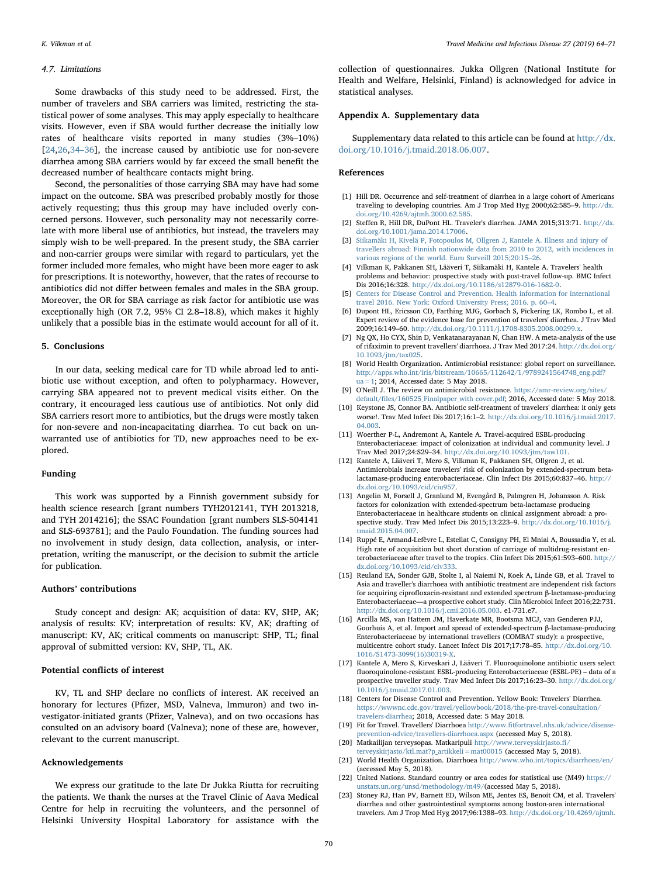### 4.7. Limitations

Some drawbacks of this study need to be addressed. First, the number of travelers and SBA carriers was limited, restricting the statistical power of some analyses. This may apply especially to healthcare visits. However, even if SBA would further decrease the initially low rates of healthcare visits reported in many studies (3%–10%) [24,26,34–36], the increase caused by antibiotic use for non-severe diarrhea among SBA carriers would by far exceed the small benefit the decreased number of healthcare contacts might bring.

Second, the personalities of those carrying SBA may have had some impact on the outcome. SBA was prescribed probably mostly for those actively requesting; thus this group may have included overly concerned persons. However, such personality may not necessarily correlate with more liberal use of antibiotics, but instead, the travelers may simply wish to be well-prepared. In the present study, the SBA carrier and non-carrier groups were similar with regard to particulars, yet the former included more females, who might have been more eager to ask for prescriptions. It is noteworthy, however, that the rates of recourse to antibiotics did not differ between females and males in the SBA group. Moreover, the OR for SBA carriage as risk factor for antibiotic use was exceptionally high (OR 7.2, 95% CI 2.8–18.8), which makes it highly unlikely that a possible bias in the estimate would account for all of it.

## 5. Conclusions

In our data, seeking medical care for TD while abroad led to antibiotic use without exception, and often to polypharmacy. However, carrying SBA appeared not to prevent medical visits either. On the contrary, it encouraged less cautious use of antibiotics. Not only did SBA carriers resort more to antibiotics, but the drugs were mostly taken for non-severe and non-incapacitating diarrhea. To cut back on unwarranted use of antibiotics for TD, new approaches need to be explored.

## Funding

This work was supported by a Finnish government subsidy for health science research [grant numbers TYH2012141, TYH 2013218, and TYH 2014216]; the SSAC Foundation [grant numbers SLS-504141 and SLS-693781]; and the Paulo Foundation. The funding sources had no involvement in study design, data collection, analysis, or interpretation, writing the manuscript, or the decision to submit the article for publication.

## Authors' contributions

Study concept and design: AK; acquisition of data: KV, SHP, AK; analysis of results: KV; interpretation of results: KV, AK; drafting of manuscript: KV, AK; critical comments on manuscript: SHP, TL; final approval of submitted version: KV, SHP, TL, AK.

## Potential conflicts of interest

KV, TL and SHP declare no conflicts of interest. AK received an honorary for lectures (Pfizer, MSD, Valneva, Immuron) and two investigator-initiated grants (Pfizer, Valneva), and on two occasions has consulted on an advisory board (Valneva); none of these are, however, relevant to the current manuscript.

## Acknowledgements

We express our gratitude to the late Dr Jukka Riutta for recruiting the patients. We thank the nurses at the Travel Clinic of Aava Medical Centre for help in recruiting the volunteers, and the personnel of Helsinki University Hospital Laboratory for assistance with the collection of questionnaires. Jukka Ollgren (National Institute for Health and Welfare, Helsinki, Finland) is acknowledged for advice in statistical analyses.

## Appendix A. Supplementary data

Supplementary data related to this article can be found at http://dx.doi.org/10.1016/j.tmaid.2018.06.007.

## References

[1] Hill DR. Occurrence and self-treatment of diarrhea in a large cohort of Americans traveling to developing countries. Am J Trop Med Hyg 2000;62:585–9. http://dx.doi.org/10.4269/ajtmh.2000.62.585.

[2] Steffen R, Hill DR, DuPont HL. Traveler's diarrhea. JAMA 2015;313:71. http://dx.doi.org/10.1001/jama.2014.17006.

[3] Siikamäki H, Kivelä P, Fotopoulos M, Ollgren J, Kantele A. Illness and injury of travellers abroad: Finnish nationwide data from 2010 to 2012, with incidences in various regions of the world. Euro Surveill 2015;20:15–26.

[4] Vilkman K, Pakkanen SH, Lääveri T, Siikamäki H, Kantele A. Travelers' health problems and behavior: prospective study with post-travel follow-up. BMC Infect Dis 2016;16:328. http://dx.doi.org/10.1186/s12879-016-1682-0.

[5] Centers for Disease Control and Prevention. Health information for international travel 2016. New York: Oxford University Press; 2016. p. 60–4.

[6] Dupont HL, Ericsson CD, Farthing MJG, Gorbach S, Pickering LK, Rombo L, et al. Expert review of the evidence base for prevention of travelers' diarrhea. J Trav Med 2009;16:149–60. http://dx.doi.org/10.1111/j.1708-8305.2008.00299.x.

[7] Ng QX, Ho CYX, Shin D, Venkatanarayanan N, Chan HW. A meta-analysis of the use of rifaximin to prevent travellers' diarrhoea. J Trav Med 2017:24. http://dx.doi.org/10.1093/jtm/tax025.

[8] World Health Organization. Antimicrobial resistance: global report on surveillance. http://apps.who.int/iris/bitstream/10665/112642/1/9789241564748_eng.pdf?ua=1; 2014, Accessed date: 5 May 2018.

[9] O'Neill J. The review on antimicrobial resistance. https://amr-review.org/sites/default/files/160525_Finalpaper_with cover.pdf; 2016, Accessed date: 5 May 2018.

[10] Keystone JS, Connor BA. Antibiotic self-treatment of travelers' diarrhea: it only gets worse!. Trav Med Infect Dis 2017;16:1–2. http://dx.doi.org/10.1016/j.tmaid.2017.04.003.

[11] Woerther P-L, Andremont A, Kantele A. Travel-acquired ESBL-producing Enterobacteriaceae: impact of colonization at individual and community level. J Trav Med 2017;24:S29–34. http://dx.doi.org/10.1093/jtm/taw101.

[12] Kantele A, Lääveri T, Mero S, Vilkman K, Pakkanen SH, Ollgren J, et al. Antimicrobials increase travelers' risk of colonization by extended-spectrum beta-lactamase-producing enterobacteriaceae. Clin Infect Dis 2015;60:837–46. http://dx.doi.org/10.1093/cid/ciu957.

[13] Angelin M, Forsell J, Granlund M, Evengård B, Palmgren H, Johansson A. Risk factors for colonization with extended-spectrum beta-lactamase producing Enterobacteriaceae in healthcare students on clinical assignment abroad: a prospective study. Trav Med Infect Dis 2015;13:223–9. http://dx.doi.org/10.1016/j.tmaid.2015.04.007.

[14] Ruppé E, Armand-Lefèvre L, Estellat C, Consigny PH, El Mniai A, Boussadia Y, et al. High rate of acquisition but short duration of carriage of multidrug-resistant enterobacteriaceae after travel to the tropics. Clin Infect Dis 2015;61:593–600. http://dx.doi.org/10.1093/cid/civ333.

[15] Reuland EA, Sonder GJB, Stolte I, al Naiemi N, Koek A, Linde GB, et al. Travel to Asia and traveller's diarrhoea with antibiotic treatment are independent risk factors for acquiring ciprofloxacin-resistant and extended spectrum β-lactamase-producing Enterobacteriaceae—a prospective cohort study. Clin Microbiol Infect 2016;22:731. http://dx.doi.org/10.1016/j.cmi.2016.05.003. e1-731.e7.

[16] Arcilla MS, van Hattem JM, Haverkate MR, Bootsma MCJ, van Genderen PJJ, Goorhuis A, et al. Import and spread of extended-spectrum β-lactamase-producing Enterobacteriaceae by international travellers (COMBAT study): a prospective, multicentre cohort study. Lancet Infect Dis 2017;17:78–85. http://dx.doi.org/10.1016/S1473-3099(16)30319-X.

[17] Kantele A, Mero S, Kirveskari J, Lääveri T. Fluoroquinolone antibiotic users select fluoroquinolone-resistant ESBL-producing Enterobacteriaceae (ESBL-PE) – data of a prospective traveller study. Trav Med Infect Dis 2017;16:23–30. http://dx.doi.org/10.1016/j.tmaid.2017.01.003.

[18] Centers for Disease Control and Prevention. Yellow Book: Travelers' Diarrhea. https://wwwnc.cdc.gov/travel/yellowbook/2018/the-pre-travel-consultation/travelers-diarrhea; 2018, Accessed date: 5 May 2018.

[19] Fit for Travel. Travellers' Diarrhoea http://www.fitfortravel.nhs.uk/advice/disease-prevention-advice/travellers-diarrhoea.aspx (accessed May 5, 2018).

[20] Matkailijan terveysopas. Matkaripuli http://www.terveyskirjasto.fi/terveyskirjasto/ktl.mat?p_artikkeli=mat00015 (accessed May 5, 2018).

[21] World Health Organization. Diarrhoea http://www.who.int/topics/diarrhoea/en/ (accessed May 5, 2018).

[22] United Nations. Standard country or area codes for statistical use (M49) https://unstats.un.org/unsd/methodology/m49/(accessed May 5, 2018).

[23] Stoney RJ, Han PV, Barnett ED, Wilson ME, Jentes ES, Benoit CM, et al. Travelers' diarrhea and other gastrointestinal symptoms among boston-area international travelers. Am J Trop Med Hyg 2017;96:1388–93. http://dx.doi.org/10.4269/ajtmh.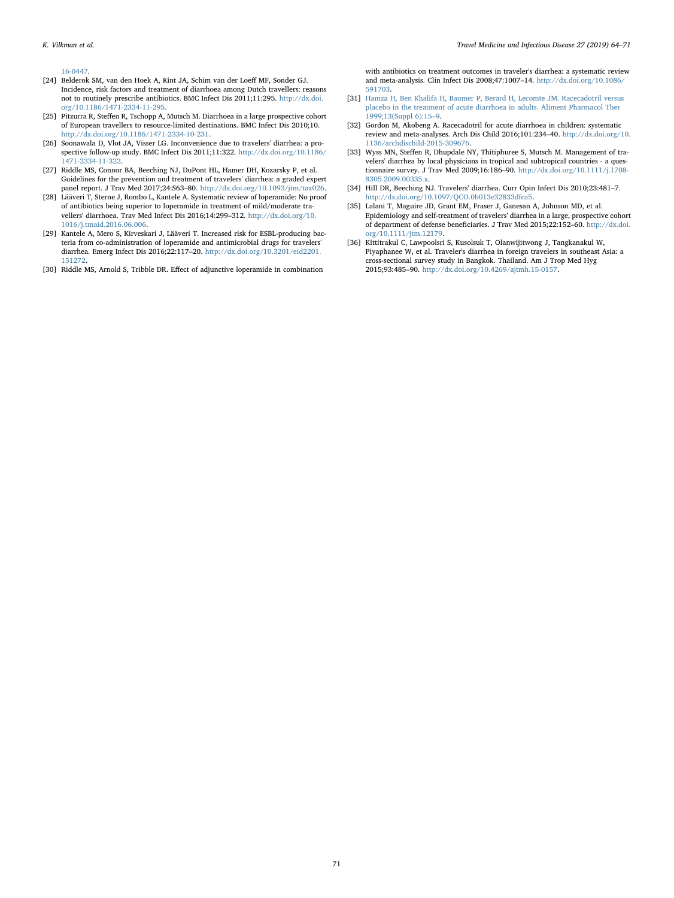16-0447.

[24] Belderok SM, van den Hoek A, Kint JA, Schim van der Loeff MF, Sonder GJ. Incidence, risk factors and treatment of diarrhoea among Dutch travellers: reasons not to routinely prescribe antibiotics. BMC Infect Dis 2011;11:295. http://dx.doi.org/10.1186/1471-2334-11-295.

[25] Pitzurra R, Steffen R, Tschopp A, Mutsch M. Diarrhoea in a large prospective cohort of European travellers to resource-limited destinations. BMC Infect Dis 2010;10. http://dx.doi.org/10.1186/1471-2334-10-231.

[26] Soonawala D, Vlot JA, Visser LG. Inconvenience due to travelers' diarrhea: a prospective follow-up study. BMC Infect Dis 2011;11:322. http://dx.doi.org/10.1186/1471-2334-11-322.

[27] Riddle MS, Connor BA, Beeching NJ, DuPont HL, Hamer DH, Kozarsky P, et al. Guidelines for the prevention and treatment of travelers' diarrhea: a graded expert panel report. J Trav Med 2017;24:S63–80. http://dx.doi.org/10.1093/jtm/tax026.

[28] Lääveri T, Sterne J, Rombo L, Kantele A. Systematic review of loperamide: No proof of antibiotics being superior to loperamide in treatment of mild/moderate travellers' diarrhoea. Trav Med Infect Dis 2016;14:299–312. http://dx.doi.org/10.1016/j.tmaid.2016.06.006.

[29] Kantele A, Mero S, Kirveskari J, Lääveri T. Increased risk for ESBL-producing bacteria from co-administration of loperamide and antimicrobial drugs for travelers' diarrhea. Emerg Infect Dis 2016;22:117–20. http://dx.doi.org/10.3201/eid2201.151272.

[30] Riddle MS, Arnold S, Tribble DR. Effect of adjunctive loperamide in combination with antibiotics on treatment outcomes in traveler's diarrhea: a systematic review and meta-analysis. Clin Infect Dis 2008;47:1007–14. http://dx.doi.org/10.1086/591703.

[31] Hamza H, Ben Khalifa H, Baumer P, Berard H, Lecomte JM. Racecadotril versus placebo in the treatment of acute diarrhoea in adults. Aliment Pharmacol Ther 1999;13(Suppl 6):15–9.

[32] Gordon M, Akobeng A. Racecadotril for acute diarrhoea in children: systematic review and meta-analyses. Arch Dis Child 2016;101:234–40. http://dx.doi.org/10.1136/archdischild-2015-309676.

[33] Wyss MN, Steffen R, Dhupdale NY, Thitiphuree S, Mutsch M. Management of travelers' diarrhea by local physicians in tropical and subtropical countries - a questionnaire survey. J Trav Med 2009;16:186–90. http://dx.doi.org/10.1111/j.1708-8305.2009.00335.x.

[34] Hill DR, Beeching NJ. Travelers' diarrhea. Curr Opin Infect Dis 2010;23:481–7. http://dx.doi.org/10.1097/QCO.0b013e32833dfca5.

[35] Lalani T, Maguire JD, Grant EM, Fraser J, Ganesan A, Johnson MD, et al. Epidemiology and self-treatment of travelers' diarrhea in a large, prospective cohort of department of defense beneficiaries. J Trav Med 2015;22:152–60. http://dx.doi.org/10.1111/jtm.12179.

[36] Kittitrakul C, Lawpoolsri S, Kusolsuk T, Olanwijitwong J, Tangkanakul W, Piyaphanee W, et al. Traveler's diarrhea in foreign travelers in southeast Asia: a cross-sectional survey study in Bangkok. Thailand. Am J Trop Med Hyg 2015;93:485–90. http://dx.doi.org/10.4269/ajtmh.15-0157.